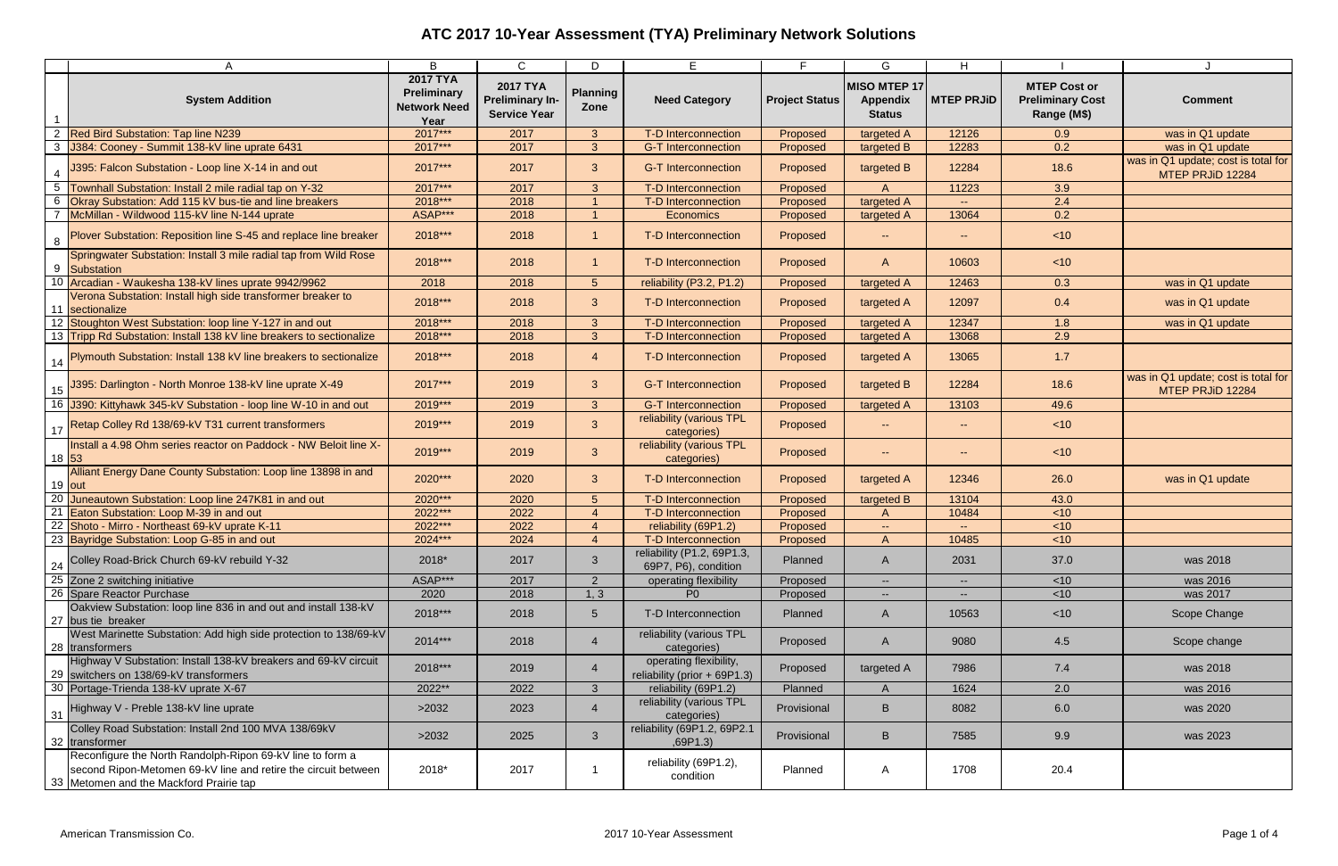# ATC 2017 10-Year Assessment (TYA) Preliminary Network Solutions

| | A | B | C | D | E | F | G | H | I | J |
|---|---|---|---|---|---|---|---|---|---|---|
| 1 | System Addition | 2017 TYA Preliminary Network Need Year | 2017 TYA Preliminary In-Service Year | Planning Zone | Need Category | Project Status | MISO MTEP 17 Appendix Status | MTEP PRJiD | MTEP Cost or Preliminary Cost Range (M$) | Comment |
| 2 | Red Bird Substation: Tap line N239 | 2017*** | 2017 | 3 | T-D Interconnection | Proposed | targeted A | 12126 | 0.9 | was in Q1 update |
| 3 | J384: Cooney - Summit 138-kV line uprate 6431 | 2017*** | 2017 | 3 | G-T Interconnection | Proposed | targeted B | 12283 | 0.2 | was in Q1 update |
| 4 | J395: Falcon Substation - Loop line X-14 in and out | 2017*** | 2017 | 3 | G-T Interconnection | Proposed | targeted B | 12284 | 18.6 | was in Q1 update; cost is total for MTEP PRJiD 12284 |
| 5 | Townhall Substation: Install 2 mile radial tap on Y-32 | 2017*** | 2017 | 3 | T-D Interconnection | Proposed | A | 11223 | 3.9 | |
| 6 | Okray Substation: Add 115 kV bus-tie and line breakers | 2018*** | 2018 | 1 | T-D Interconnection | Proposed | targeted A | -- | 2.4 | |
| 7 | McMillan - Wildwood 115-kV line N-144 uprate | ASAP*** | 2018 | 1 | Economics | Proposed | targeted A | 13064 | 0.2 | |
| 8 | Plover Substation: Reposition line S-45 and replace line breaker | 2018*** | 2018 | 1 | T-D Interconnection | Proposed | -- | -- | <10 | |
| 9 | Springwater Substation: Install 3 mile radial tap from Wild Rose Substation | 2018*** | 2018 | 1 | T-D Interconnection | Proposed | A | 10603 | <10 | |
| 10 | Arcadian - Waukesha 138-kV lines uprate 9942/9962 | 2018 | 2018 | 5 | reliability (P3.2, P1.2) | Proposed | targeted A | 12463 | 0.3 | was in Q1 update |
| 11 | Verona Substation: Install high side transformer breaker to sectionalize | 2018*** | 2018 | 3 | T-D Interconnection | Proposed | targeted A | 12097 | 0.4 | was in Q1 update |
| 12 | Stoughton West Substation: loop line Y-127 in and out | 2018*** | 2018 | 3 | T-D Interconnection | Proposed | targeted A | 12347 | 1.8 | was in Q1 update |
| 13 | Tripp Rd Substation: Install 138 kV line breakers to sectionalize | 2018*** | 2018 | 3 | T-D Interconnection | Proposed | targeted A | 13068 | 2.9 | |
| 14 | Plymouth Substation: Install 138 kV line breakers to sectionalize | 2018*** | 2018 | 4 | T-D Interconnection | Proposed | targeted A | 13065 | 1.7 | |
| 15 | J395: Darlington - North Monroe 138-kV line uprate X-49 | 2017*** | 2019 | 3 | G-T Interconnection | Proposed | targeted B | 12284 | 18.6 | was in Q1 update; cost is total for MTEP PRJiD 12284 |
| 16 | J390: Kittyhawk 345-kV Substation - loop line W-10 in and out | 2019*** | 2019 | 3 | G-T Interconnection | Proposed | targeted A | 13103 | 49.6 | |
| 17 | Retap Colley Rd 138/69-kV T31 current transformers | 2019*** | 2019 | 3 | reliability (various TPL categories) | Proposed | -- | -- | <10 | |
| 18 | Install a 4.98 Ohm series reactor on Paddock - NW Beloit line X-53 | 2019*** | 2019 | 3 | reliability (various TPL categories) | Proposed | -- | -- | <10 | |
| 19 | Alliant Energy Dane County Substation: Loop line 13898 in and out | 2020*** | 2020 | 3 | T-D Interconnection | Proposed | targeted A | 12346 | 26.0 | was in Q1 update |
| 20 | Juneautown Substation: Loop line 247K81 in and out | 2020*** | 2020 | 5 | T-D Interconnection | Proposed | targeted B | 13104 | 43.0 | |
| 21 | Eaton Substation: Loop M-39 in and out | 2022*** | 2022 | 4 | T-D Interconnection | Proposed | A | 10484 | <10 | |
| 22 | Shoto - Mirro - Northeast 69-kV uprate K-11 | 2022*** | 2022 | 4 | reliability (69P1.2) | Proposed | -- | -- | <10 | |
| 23 | Bayridge Substation: Loop G-85 in and out | 2024*** | 2024 | 4 | T-D Interconnection | Proposed | A | 10485 | <10 | |
| 24 | Colley Road-Brick Church 69-kV rebuild Y-32 | 2018* | 2017 | 3 | reliability (P1.2, 69P1.3, 69P7, P6), condition | Planned | A | 2031 | 37.0 | was 2018 |
| 25 | Zone 2 switching initiative | ASAP*** | 2017 | 2 | operating flexibility | Proposed | -- | -- | <10 | was 2016 |
| 26 | Spare Reactor Purchase | 2020 | 2018 | 1, 3 | P0 | Proposed | -- | -- | <10 | was 2017 |
| 27 | Oakview Substation: loop line 836 in and out and install 138-kV bus tie breaker | 2018*** | 2018 | 5 | T-D Interconnection | Planned | A | 10563 | <10 | Scope Change |
| 28 | West Marinette Substation: Add high side protection to 138/69-kV transformers | 2014*** | 2018 | 4 | reliability (various TPL categories) | Proposed | A | 9080 | 4.5 | Scope change |
| 29 | Highway V Substation: Install 138-kV breakers and 69-kV circuit switchers on 138/69-kV transformers | 2018*** | 2019 | 4 | operating flexibility, reliability (prior + 69P1.3) | Proposed | targeted A | 7986 | 7.4 | was 2018 |
| 30 | Portage-Trienda 138-kV uprate X-67 | 2022** | 2022 | 3 | reliability (69P1.2) | Planned | A | 1624 | 2.0 | was 2016 |
| 31 | Highway V - Preble 138-kV line uprate | >2032 | 2023 | 4 | reliability (various TPL categories) | Provisional | B | 8082 | 6.0 | was 2020 |
| 32 | Colley Road Substation: Install 2nd 100 MVA 138/69kV transformer | >2032 | 2025 | 3 | reliability (69P1.2, 69P2.1 ,69P1.3) | Provisional | B | 7585 | 9.9 | was 2023 |
| 33 | Reconfigure the North Randolph-Ripon 69-kV line to form a second Ripon-Metomen 69-kV line and retire the circuit between Metomen and the Mackford Prairie tap | 2018* | 2017 | 1 | reliability (69P1.2), condition | Planned | A | 1708 | 20.4 | |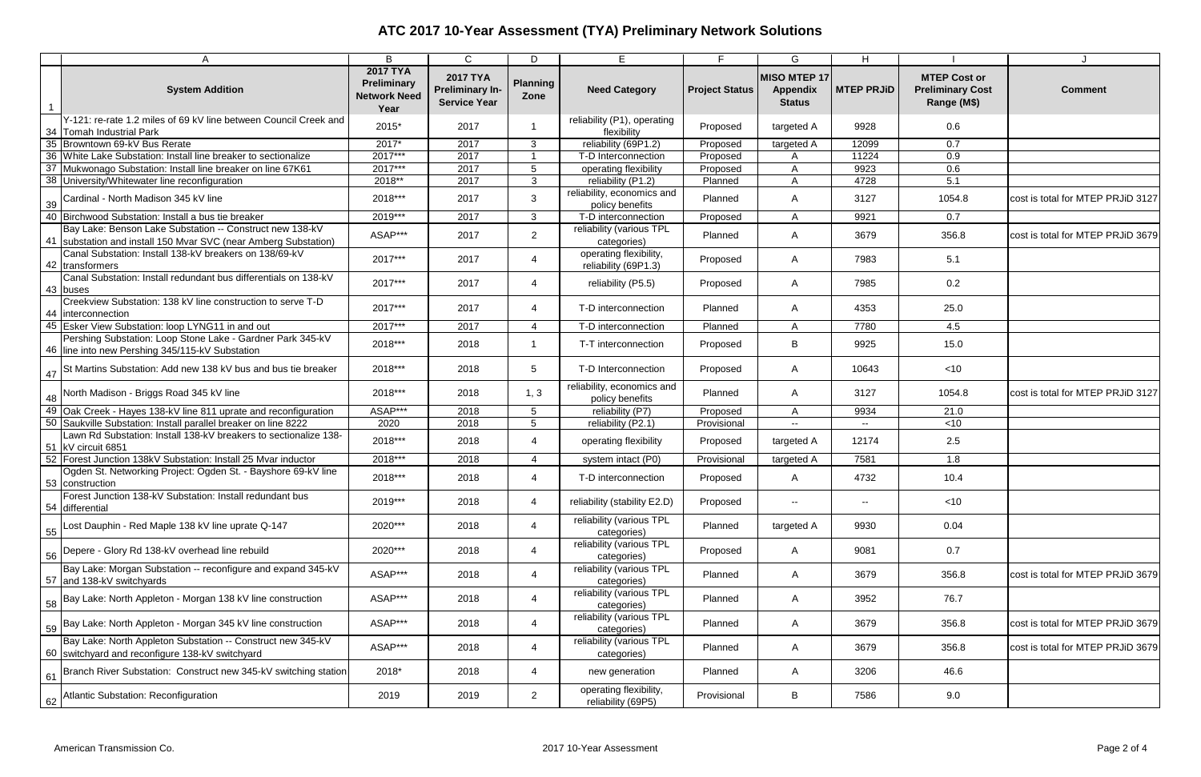# ATC 2017 10-Year Assessment (TYA) Preliminary Network Solutions

| | A | B | C | D | E | F | G | H | I | J |
|---|---|---|---|---|---|---|---|---|---|---|
| 1 | **System Addition** | **2017 TYA Preliminary Network Need Year** | **2017 TYA Preliminary In-Service Year** | **Planning Zone** | **Need Category** | **Project Status** | **MISO MTEP 17 Appendix Status** | **MTEP PRJiD** | **MTEP Cost or Preliminary Cost Range (M$)** | **Comment** |
| 34 | Y-121: re-rate 1.2 miles of 69 kV line between Council Creek and Tomah Industrial Park | 2015* | 2017 | 1 | reliability (P1), operating flexibility | Proposed | targeted A | 9928 | 0.6 | |
| 35 | Browntown 69-kV Bus Rerate | 2017* | 2017 | 3 | reliability (69P1.2) | Proposed | targeted A | 12099 | 0.7 | |
| 36 | White Lake Substation: Install line breaker to sectionalize | 2017*** | 2017 | 1 | T-D Interconnection | Proposed | A | 11224 | 0.9 | |
| 37 | Mukwonago Substation: Install line breaker on line 67K61 | 2017*** | 2017 | 5 | operating flexibility | Proposed | A | 9923 | 0.6 | |
| 38 | University/Whitewater line reconfiguration | 2018** | 2017 | 3 | reliability (P1.2) | Planned | A | 4728 | 5.1 | |
| 39 | Cardinal - North Madison 345 kV line | 2018*** | 2017 | 3 | reliability, economics and policy benefits | Planned | A | 3127 | 1054.8 | cost is total for MTEP PRJiD 3127 |
| 40 | Birchwood Substation: Install a bus tie breaker | 2019*** | 2017 | 3 | T-D interconnection | Proposed | A | 9921 | 0.7 | |
| 41 | Bay Lake: Benson Lake Substation -- Construct new 138-kV substation and install 150 Mvar SVC (near Amberg Substation) | ASAP*** | 2017 | 2 | reliability (various TPL categories) | Planned | A | 3679 | 356.8 | cost is total for MTEP PRJiD 3679 |
| 42 | Canal Substation: Install 138-kV breakers on 138/69-kV transformers | 2017*** | 2017 | 4 | operating flexibility, reliability (69P1.3) | Proposed | A | 7983 | 5.1 | |
| 43 | Canal Substation: Install redundant bus differentials on 138-kV buses | 2017*** | 2017 | 4 | reliability (P5.5) | Proposed | A | 7985 | 0.2 | |
| 44 | Creekview Substation: 138 kV line construction to serve T-D interconnection | 2017*** | 2017 | 4 | T-D interconnection | Planned | A | 4353 | 25.0 | |
| 45 | Esker View Substation: loop LYNG11 in and out | 2017*** | 2017 | 4 | T-D interconnection | Planned | A | 7780 | 4.5 | |
| 46 | Pershing Substation: Loop Stone Lake - Gardner Park 345-kV line into new Pershing 345/115-kV Substation | 2018*** | 2018 | 1 | T-T interconnection | Proposed | B | 9925 | 15.0 | |
| 47 | St Martins Substation: Add new 138 kV bus and bus tie breaker | 2018*** | 2018 | 5 | T-D Interconnection | Proposed | A | 10643 | <10 | |
| 48 | North Madison - Briggs Road 345 kV line | 2018*** | 2018 | 1, 3 | reliability, economics and policy benefits | Planned | A | 3127 | 1054.8 | cost is total for MTEP PRJiD 3127 |
| 49 | Oak Creek - Hayes 138-kV line 811 uprate and reconfiguration | ASAP*** | 2018 | 5 | reliability (P7) | Proposed | A | 9934 | 21.0 | |
| 50 | Saukville Substation: Install parallel breaker on line 8222 | 2020 | 2018 | 5 | reliability (P2.1) | Provisional | -- | -- | <10 | |
| 51 | Lawn Rd Substation: Install 138-kV breakers to sectionalize 138-kV circuit 6851 | 2018*** | 2018 | 4 | operating flexibility | Proposed | targeted A | 12174 | 2.5 | |
| 52 | Forest Junction 138kV Substation: Install 25 Mvar inductor | 2018*** | 2018 | 4 | system intact (P0) | Provisional | targeted A | 7581 | 1.8 | |
| 53 | Ogden St. Networking Project: Ogden St. - Bayshore 69-kV line construction | 2018*** | 2018 | 4 | T-D interconnection | Proposed | A | 4732 | 10.4 | |
| 54 | Forest Junction 138-kV Substation: Install redundant bus differential | 2019*** | 2018 | 4 | reliability (stability E2.D) | Proposed | -- | -- | <10 | |
| 55 | Lost Dauphin - Red Maple 138 kV line uprate Q-147 | 2020*** | 2018 | 4 | reliability (various TPL categories) | Planned | targeted A | 9930 | 0.04 | |
| 56 | Depere - Glory Rd 138-kV overhead line rebuild | 2020*** | 2018 | 4 | reliability (various TPL categories) | Proposed | A | 9081 | 0.7 | |
| 57 | Bay Lake: Morgan Substation -- reconfigure and expand 345-kV and 138-kV switchyards | ASAP*** | 2018 | 4 | reliability (various TPL categories) | Planned | A | 3679 | 356.8 | cost is total for MTEP PRJiD 3679 |
| 58 | Bay Lake: North Appleton - Morgan 138 kV line construction | ASAP*** | 2018 | 4 | reliability (various TPL categories) | Planned | A | 3952 | 76.7 | |
| 59 | Bay Lake: North Appleton - Morgan 345 kV line construction | ASAP*** | 2018 | 4 | reliability (various TPL categories) | Planned | A | 3679 | 356.8 | cost is total for MTEP PRJiD 3679 |
| 60 | Bay Lake: North Appleton Substation -- Construct new 345-kV switchyard and reconfigure 138-kV switchyard | ASAP*** | 2018 | 4 | reliability (various TPL categories) | Planned | A | 3679 | 356.8 | cost is total for MTEP PRJiD 3679 |
| 61 | Branch River Substation: Construct new 345-kV switching station | 2018* | 2018 | 4 | new generation | Planned | A | 3206 | 46.6 | |
| 62 | Atlantic Substation: Reconfiguration | 2019 | 2019 | 2 | operating flexibility, reliability (69P5) | Provisional | B | 7586 | 9.0 | |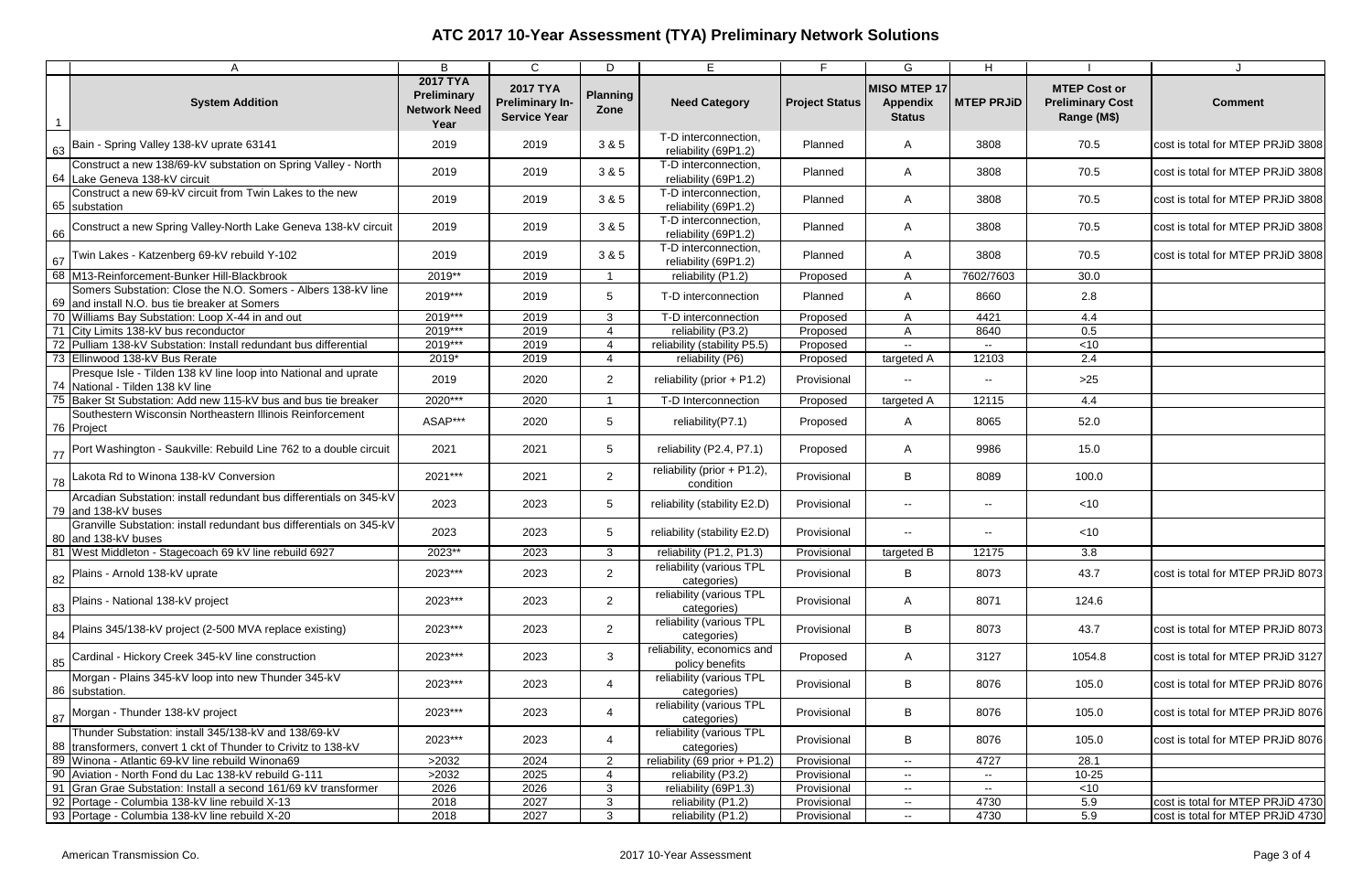# ATC 2017 10-Year Assessment (TYA) Preliminary Network Solutions

| | A | B | C | D | E | F | G | H | I | J |
|---|---|---|---|---|---|---|---|---|---|---|
| 1 | **System Addition** | **2017 TYA Preliminary Network Need Year** | **2017 TYA Preliminary In-Service Year** | **Planning Zone** | **Need Category** | **Project Status** | **MISO MTEP 17 Appendix Status** | **MTEP PRJiD** | **MTEP Cost or Preliminary Cost Range (M$)** | **Comment** |
| 63 | Bain - Spring Valley 138-kV uprate 63141 | 2019 | 2019 | 3 & 5 | T-D interconnection, reliability (69P1.2) | Planned | A | 3808 | 70.5 | cost is total for MTEP PRJiD 3808 |
| 64 | Construct a new 138/69-kV substation on Spring Valley - North Lake Geneva 138-kV circuit | 2019 | 2019 | 3 & 5 | T-D interconnection, reliability (69P1.2) | Planned | A | 3808 | 70.5 | cost is total for MTEP PRJiD 3808 |
| 65 | Construct a new 69-kV circuit from Twin Lakes to the new substation | 2019 | 2019 | 3 & 5 | T-D interconnection, reliability (69P1.2) | Planned | A | 3808 | 70.5 | cost is total for MTEP PRJiD 3808 |
| 66 | Construct a new Spring Valley-North Lake Geneva 138-kV circuit | 2019 | 2019 | 3 & 5 | T-D interconnection, reliability (69P1.2) | Planned | A | 3808 | 70.5 | cost is total for MTEP PRJiD 3808 |
| 67 | Twin Lakes - Katzenberg 69-kV rebuild Y-102 | 2019 | 2019 | 3 & 5 | T-D interconnection, reliability (69P1.2) | Planned | A | 3808 | 70.5 | cost is total for MTEP PRJiD 3808 |
| 68 | M13-Reinforcement-Bunker Hill-Blackbrook | 2019** | 2019 | 1 | reliability (P1.2) | Proposed | A | 7602/7603 | 30.0 | |
| 69 | Somers Substation: Close the N.O. Somers - Albers 138-kV line and install N.O. bus tie breaker at Somers | 2019*** | 2019 | 5 | T-D interconnection | Planned | A | 8660 | 2.8 | |
| 70 | Williams Bay Substation: Loop X-44 in and out | 2019*** | 2019 | 3 | T-D interconnection | Proposed | A | 4421 | 4.4 | |
| 71 | City Limits 138-kV bus reconductor | 2019*** | 2019 | 4 | reliability (P3.2) | Proposed | A | 8640 | 0.5 | |
| 72 | Pulliam 138-kV Substation: Install redundant bus differential | 2019*** | 2019 | 4 | reliability (stability P5.5) | Proposed | -- | -- | <10 | |
| 73 | Ellinwood 138-kV Bus Rerate | 2019* | 2019 | 4 | reliability (P6) | Proposed | targeted A | 12103 | 2.4 | |
| 74 | Presque Isle - Tilden 138 kV line loop into National and uprate National - Tilden 138 kV line | 2019 | 2020 | 2 | reliability (prior + P1.2) | Provisional | -- | -- | >25 | |
| 75 | Baker St Substation: Add new 115-kV bus and bus tie breaker | 2020*** | 2020 | 1 | T-D Interconnection | Proposed | targeted A | 12115 | 4.4 | |
| 76 | Southestern Wisconsin Northeastern Illinois Reinforcement Project | ASAP*** | 2020 | 5 | reliability(P7.1) | Proposed | A | 8065 | 52.0 | |
| 77 | Port Washington - Saukville: Rebuild Line 762 to a double circuit | 2021 | 2021 | 5 | reliability (P2.4, P7.1) | Proposed | A | 9986 | 15.0 | |
| 78 | Lakota Rd to Winona 138-kV Conversion | 2021*** | 2021 | 2 | reliability (prior + P1.2), condition | Provisional | B | 8089 | 100.0 | |
| 79 | Arcadian Substation: install redundant bus differentials on 345-kV and 138-kV buses | 2023 | 2023 | 5 | reliability (stability E2.D) | Provisional | -- | -- | <10 | |
| 80 | Granville Substation: install redundant bus differentials on 345-kV and 138-kV buses | 2023 | 2023 | 5 | reliability (stability E2.D) | Provisional | -- | -- | <10 | |
| 81 | West Middleton - Stagecoach 69 kV line rebuild 6927 | 2023** | 2023 | 3 | reliability (P1.2, P1.3) | Provisional | targeted B | 12175 | 3.8 | |
| 82 | Plains - Arnold 138-kV uprate | 2023*** | 2023 | 2 | reliability (various TPL categories) | Provisional | B | 8073 | 43.7 | cost is total for MTEP PRJiD 8073 |
| 83 | Plains - National 138-kV project | 2023*** | 2023 | 2 | reliability (various TPL categories) | Provisional | A | 8071 | 124.6 | |
| 84 | Plains 345/138-kV project (2-500 MVA replace existing) | 2023*** | 2023 | 2 | reliability (various TPL categories) | Provisional | B | 8073 | 43.7 | cost is total for MTEP PRJiD 8073 |
| 85 | Cardinal - Hickory Creek 345-kV line construction | 2023*** | 2023 | 3 | reliability, economics and policy benefits | Proposed | A | 3127 | 1054.8 | cost is total for MTEP PRJiD 3127 |
| 86 | Morgan - Plains 345-kV loop into new Thunder 345-kV substation. | 2023*** | 2023 | 4 | reliability (various TPL categories) | Provisional | B | 8076 | 105.0 | cost is total for MTEP PRJiD 8076 |
| 87 | Morgan - Thunder 138-kV project | 2023*** | 2023 | 4 | reliability (various TPL categories) | Provisional | B | 8076 | 105.0 | cost is total for MTEP PRJiD 8076 |
| 88 | Thunder Substation: install 345/138-kV and 138/69-kV transformers, convert 1 ckt of Thunder to Crivitz to 138-kV | 2023*** | 2023 | 4 | reliability (various TPL categories) | Provisional | B | 8076 | 105.0 | cost is total for MTEP PRJiD 8076 |
| 89 | Winona - Atlantic 69-kV line rebuild Winona69 | >2032 | 2024 | 2 | reliability (69 prior + P1.2) | Provisional | -- | 4727 | 28.1 | |
| 90 | Aviation - North Fond du Lac 138-kV rebuild G-111 | >2032 | 2025 | 4 | reliability (P3.2) | Provisional | -- | -- | 10-25 | |
| 91 | Gran Grae Substation: Install a second 161/69 kV transformer | 2026 | 2026 | 3 | reliability (69P1.3) | Provisional | -- | -- | <10 | |
| 92 | Portage - Columbia 138-kV line rebuild X-13 | 2018 | 2027 | 3 | reliability (P1.2) | Provisional | -- | 4730 | 5.9 | cost is total for MTEP PRJiD 4730 |
| 93 | Portage - Columbia 138-kV line rebuild X-20 | 2018 | 2027 | 3 | reliability (P1.2) | Provisional | -- | 4730 | 5.9 | cost is total for MTEP PRJiD 4730 |

American Transmission Co. 2017 10-Year Assessment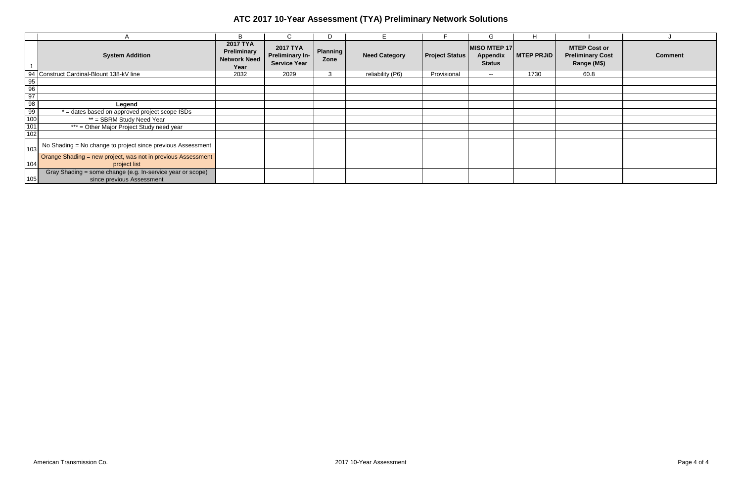# ATC 2017 10-Year Assessment (TYA) Preliminary Network Solutions

| System Addition | 2017 TYA Preliminary Network Need Year | 2017 TYA Preliminary In-Service Year | Planning Zone | Need Category | Project Status | MISO MTEP 17 Appendix Status | MTEP PRJiD | MTEP Cost or Preliminary Cost Range (M$) | Comment |
|---|---|---|---|---|---|---|---|---|---|
| Construct Cardinal-Blount 138-kV line | 2032 | 2029 | 3 | reliability (P6) | Provisional | -- | 1730 | 60.8 | |

**Legend**

* = dates based on approved project scope ISDs

** = SBRM Study Need Year

*** = Other Major Project Study need year

No Shading = No change to project since previous Assessment

Orange Shading = new project, was not in previous Assessment project list

Gray Shading = some change (e.g. In-service year or scope) since previous Assessment